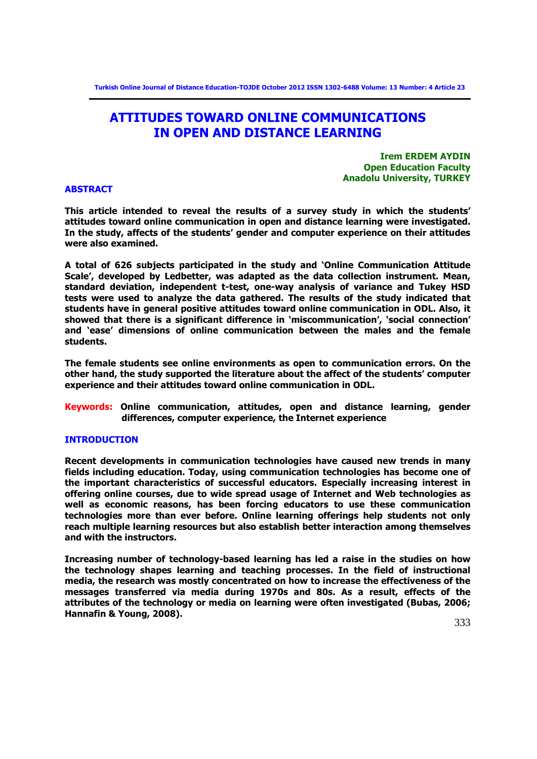# ATTITUDES TOWARD ONLINE COMMUNICATIONS IN OPEN AND DISTANCE LEARNING

**Irem ERDEM AYDIN**
**Open Education Faculty**
**Anadolu University, TURKEY**

## ABSTRACT

**This article intended to reveal the results of a survey study in which the students' attitudes toward online communication in open and distance learning were investigated. In the study, affects of the students' gender and computer experience on their attitudes were also examined.**

**A total of 626 subjects participated in the study and 'Online Communication Attitude Scale', developed by Ledbetter, was adapted as the data collection instrument. Mean, standard deviation, independent t-test, one-way analysis of variance and Tukey HSD tests were used to analyze the data gathered. The results of the study indicated that students have in general positive attitudes toward online communication in ODL. Also, it showed that there is a significant difference in 'miscommunication', 'social connection' and 'ease' dimensions of online communication between the males and the female students.**

**The female students see online environments as open to communication errors. On the other hand, the study supported the literature about the affect of the students' computer experience and their attitudes toward online communication in ODL.**

**Keywords:** **Online communication, attitudes, open and distance learning, gender differences, computer experience, the Internet experience**

## INTRODUCTION

**Recent developments in communication technologies have caused new trends in many fields including education. Today, using communication technologies has become one of the important characteristics of successful educators. Especially increasing interest in offering online courses, due to wide spread usage of Internet and Web technologies as well as economic reasons, has been forcing educators to use these communication technologies more than ever before. Online learning offerings help students not only reach multiple learning resources but also establish better interaction among themselves and with the instructors.**

**Increasing number of technology-based learning has led a raise in the studies on how the technology shapes learning and teaching processes. In the field of instructional media, the research was mostly concentrated on how to increase the effectiveness of the messages transferred via media during 1970s and 80s. As a result, effects of the attributes of the technology or media on learning were often investigated (Bubas, 2006; Hannafin & Young, 2008).**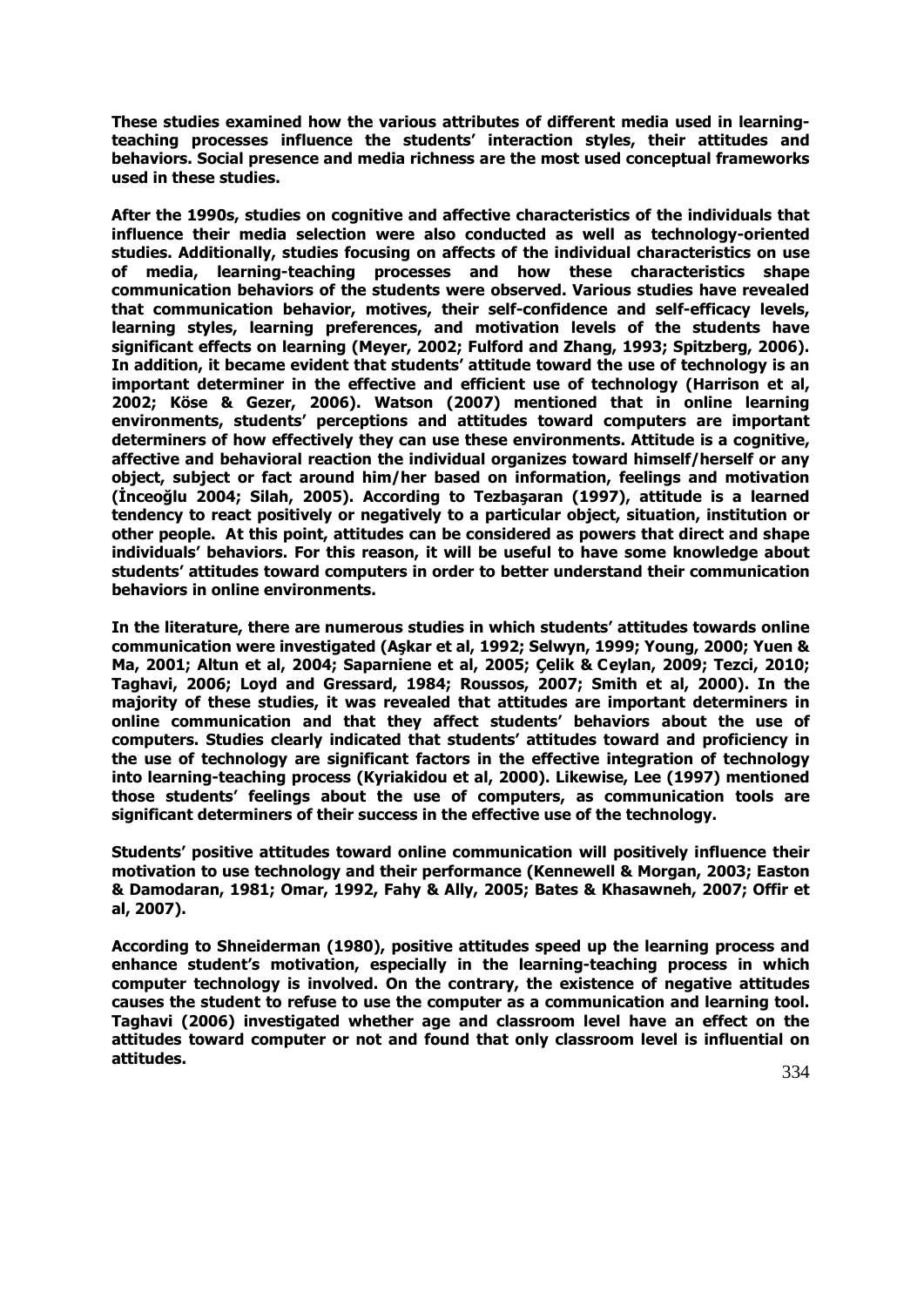**These studies examined how the various attributes of different media used in learning-teaching processes influence the students' interaction styles, their attitudes and behaviors. Social presence and media richness are the most used conceptual frameworks used in these studies.**

**After the 1990s, studies on cognitive and affective characteristics of the individuals that influence their media selection were also conducted as well as technology-oriented studies. Additionally, studies focusing on affects of the individual characteristics on use of media, learning-teaching processes and how these characteristics shape communication behaviors of the students were observed. Various studies have revealed that communication behavior, motives, their self-confidence and self-efficacy levels, learning styles, learning preferences, and motivation levels of the students have significant effects on learning (Meyer, 2002; Fulford and Zhang, 1993; Spitzberg, 2006). In addition, it became evident that students' attitude toward the use of technology is an important determiner in the effective and efficient use of technology (Harrison et al, 2002; Köse & Gezer, 2006). Watson (2007) mentioned that in online learning environments, students' perceptions and attitudes toward computers are important determiners of how effectively they can use these environments. Attitude is a cognitive, affective and behavioral reaction the individual organizes toward himself/herself or any object, subject or fact around him/her based on information, feelings and motivation (İnceoğlu 2004; Silah, 2005). According to Tezbaşaran (1997), attitude is a learned tendency to react positively or negatively to a particular object, situation, institution or other people. At this point, attitudes can be considered as powers that direct and shape individuals' behaviors. For this reason, it will be useful to have some knowledge about students' attitudes toward computers in order to better understand their communication behaviors in online environments.**

**In the literature, there are numerous studies in which students' attitudes towards online communication were investigated (Aşkar et al, 1992; Selwyn, 1999; Young, 2000; Yuen & Ma, 2001; Altun et al, 2004; Saparniene et al, 2005; Çelik & Ceylan, 2009; Tezci, 2010; Taghavi, 2006; Loyd and Gressard, 1984; Roussos, 2007; Smith et al, 2000). In the majority of these studies, it was revealed that attitudes are important determiners in online communication and that they affect students' behaviors about the use of computers. Studies clearly indicated that students' attitudes toward and proficiency in the use of technology are significant factors in the effective integration of technology into learning-teaching process (Kyriakidou et al, 2000). Likewise, Lee (1997) mentioned those students' feelings about the use of computers, as communication tools are significant determiners of their success in the effective use of the technology.**

**Students' positive attitudes toward online communication will positively influence their motivation to use technology and their performance (Kennewell & Morgan, 2003; Easton & Damodaran, 1981; Omar, 1992, Fahy & Ally, 2005; Bates & Khasawneh, 2007; Offir et al, 2007).**

**According to Shneiderman (1980), positive attitudes speed up the learning process and enhance student's motivation, especially in the learning-teaching process in which computer technology is involved. On the contrary, the existence of negative attitudes causes the student to refuse to use the computer as a communication and learning tool. Taghavi (2006) investigated whether age and classroom level have an effect on the attitudes toward computer or not and found that only classroom level is influential on attitudes.**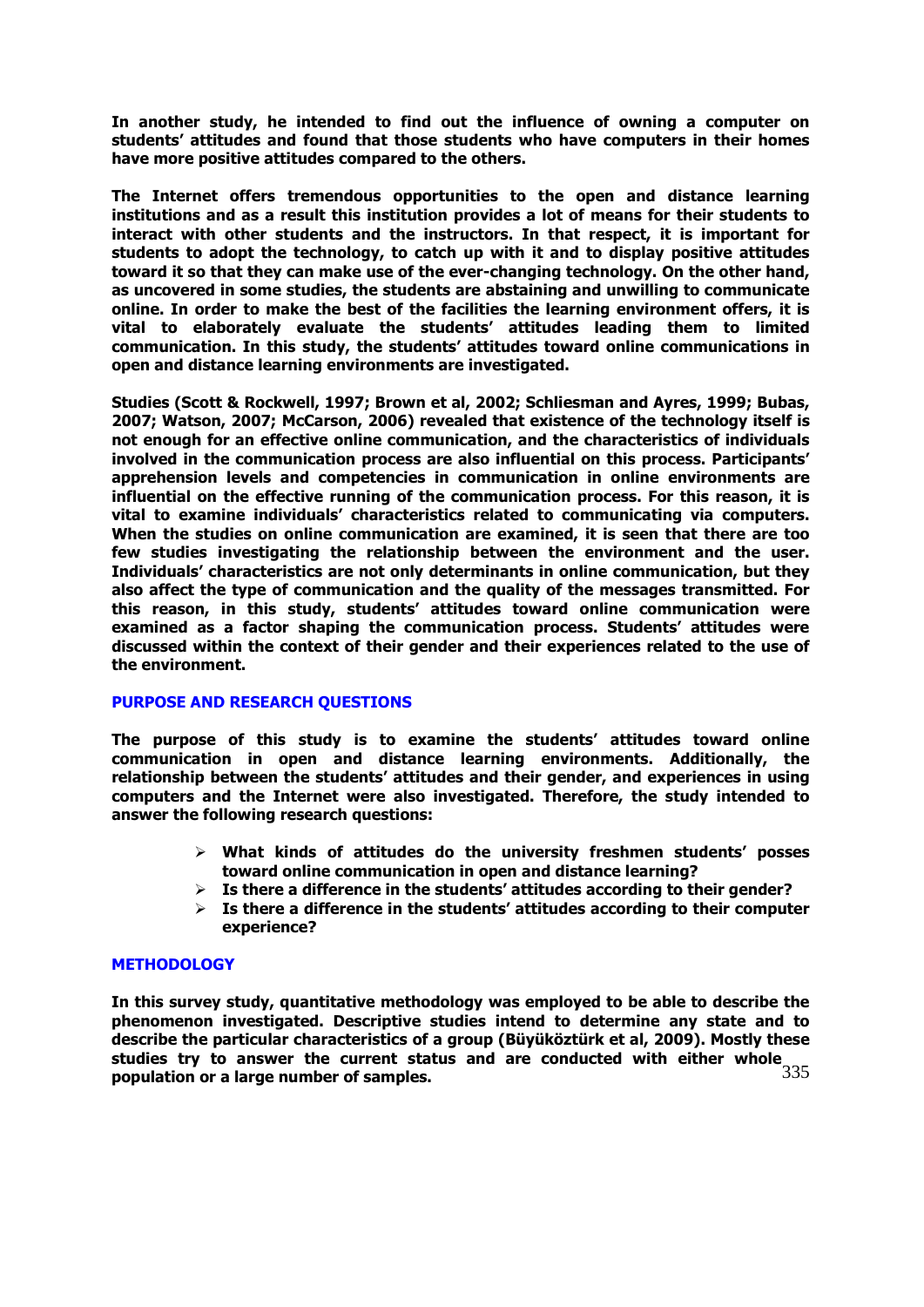**In another study, he intended to find out the influence of owning a computer on students' attitudes and found that those students who have computers in their homes have more positive attitudes compared to the others.**

**The Internet offers tremendous opportunities to the open and distance learning institutions and as a result this institution provides a lot of means for their students to interact with other students and the instructors. In that respect, it is important for students to adopt the technology, to catch up with it and to display positive attitudes toward it so that they can make use of the ever-changing technology. On the other hand, as uncovered in some studies, the students are abstaining and unwilling to communicate online. In order to make the best of the facilities the learning environment offers, it is vital to elaborately evaluate the students' attitudes leading them to limited communication. In this study, the students' attitudes toward online communications in open and distance learning environments are investigated.**

**Studies (Scott & Rockwell, 1997; Brown et al, 2002; Schliesman and Ayres, 1999; Bubas, 2007; Watson, 2007; McCarson, 2006) revealed that existence of the technology itself is not enough for an effective online communication, and the characteristics of individuals involved in the communication process are also influential on this process. Participants' apprehension levels and competencies in communication in online environments are influential on the effective running of the communication process. For this reason, it is vital to examine individuals' characteristics related to communicating via computers. When the studies on online communication are examined, it is seen that there are too few studies investigating the relationship between the environment and the user. Individuals' characteristics are not only determinants in online communication, but they also affect the type of communication and the quality of the messages transmitted. For this reason, in this study, students' attitudes toward online communication were examined as a factor shaping the communication process. Students' attitudes were discussed within the context of their gender and their experiences related to the use of the environment.**

## PURPOSE AND RESEARCH QUESTIONS

**The purpose of this study is to examine the students' attitudes toward online communication in open and distance learning environments. Additionally, the relationship between the students' attitudes and their gender, and experiences in using computers and the Internet were also investigated. Therefore, the study intended to answer the following research questions:**

- **What kinds of attitudes do the university freshmen students' posses toward online communication in open and distance learning?**
- **Is there a difference in the students' attitudes according to their gender?**
- **Is there a difference in the students' attitudes according to their computer experience?**

## METHODOLOGY

**In this survey study, quantitative methodology was employed to be able to describe the phenomenon investigated. Descriptive studies intend to determine any state and to describe the particular characteristics of a group (Büyüköztürk et al, 2009). Mostly these studies try to answer the current status and are conducted with either whole population or a large number of samples.**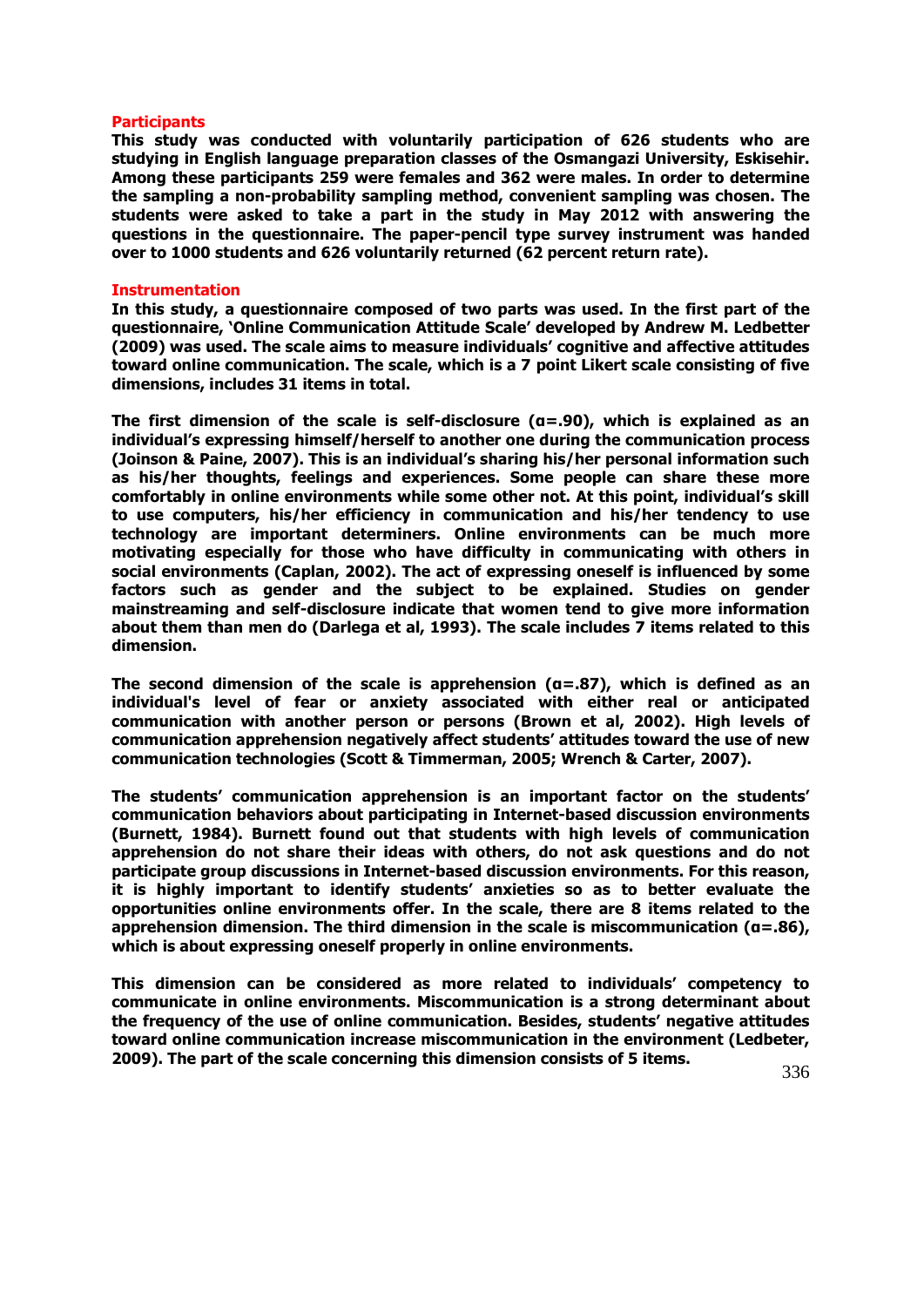## Participants

**This study was conducted with voluntarily participation of 626 students who are studying in English language preparation classes of the Osmangazi University, Eskisehir. Among these participants 259 were females and 362 were males. In order to determine the sampling a non-probability sampling method, convenient sampling was chosen. The students were asked to take a part in the study in May 2012 with answering the questions in the questionnaire. The paper-pencil type survey instrument was handed over to 1000 students and 626 voluntarily returned (62 percent return rate).**

## Instrumentation

**In this study, a questionnaire composed of two parts was used. In the first part of the questionnaire, 'Online Communication Attitude Scale' developed by Andrew M. Ledbetter (2009) was used. The scale aims to measure individuals' cognitive and affective attitudes toward online communication. The scale, which is a 7 point Likert scale consisting of five dimensions, includes 31 items in total.**

**The first dimension of the scale is self-disclosure (α=.90), which is explained as an individual's expressing himself/herself to another one during the communication process (Joinson & Paine, 2007). This is an individual's sharing his/her personal information such as his/her thoughts, feelings and experiences. Some people can share these more comfortably in online environments while some other not. At this point, individual's skill to use computers, his/her efficiency in communication and his/her tendency to use technology are important determiners. Online environments can be much more motivating especially for those who have difficulty in communicating with others in social environments (Caplan, 2002). The act of expressing oneself is influenced by some factors such as gender and the subject to be explained. Studies on gender mainstreaming and self-disclosure indicate that women tend to give more information about them than men do (Darlega et al, 1993). The scale includes 7 items related to this dimension.**

**The second dimension of the scale is apprehension (α=.87), which is defined as an individual's level of fear or anxiety associated with either real or anticipated communication with another person or persons (Brown et al, 2002). High levels of communication apprehension negatively affect students' attitudes toward the use of new communication technologies (Scott & Timmerman, 2005; Wrench & Carter, 2007).**

**The students' communication apprehension is an important factor on the students' communication behaviors about participating in Internet-based discussion environments (Burnett, 1984). Burnett found out that students with high levels of communication apprehension do not share their ideas with others, do not ask questions and do not participate group discussions in Internet-based discussion environments. For this reason, it is highly important to identify students' anxieties so as to better evaluate the opportunities online environments offer. In the scale, there are 8 items related to the apprehension dimension. The third dimension in the scale is miscommunication (α=.86), which is about expressing oneself properly in online environments.**

**This dimension can be considered as more related to individuals' competency to communicate in online environments. Miscommunication is a strong determinant about the frequency of the use of online communication. Besides, students' negative attitudes toward online communication increase miscommunication in the environment (Ledbeter, 2009). The part of the scale concerning this dimension consists of 5 items.**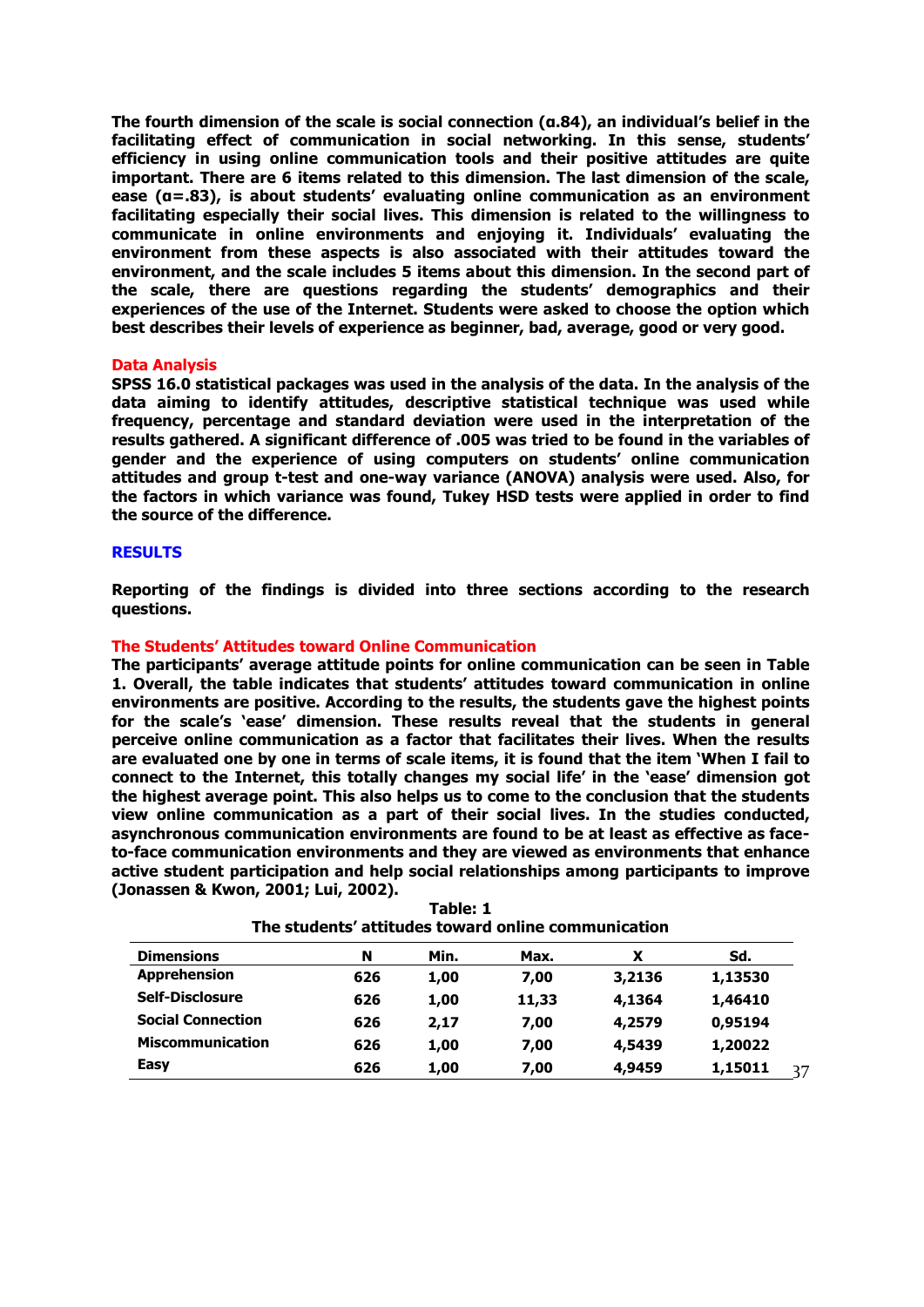**The fourth dimension of the scale is social connection (α.84), an individual's belief in the facilitating effect of communication in social networking. In this sense, students' efficiency in using online communication tools and their positive attitudes are quite important. There are 6 items related to this dimension. The last dimension of the scale, ease (α=.83), is about students' evaluating online communication as an environment facilitating especially their social lives. This dimension is related to the willingness to communicate in online environments and enjoying it. Individuals' evaluating the environment from these aspects is also associated with their attitudes toward the environment, and the scale includes 5 items about this dimension. In the second part of the scale, there are questions regarding the students' demographics and their experiences of the use of the Internet. Students were asked to choose the option which best describes their levels of experience as beginner, bad, average, good or very good.**

### Data Analysis

**SPSS 16.0 statistical packages was used in the analysis of the data. In the analysis of the data aiming to identify attitudes, descriptive statistical technique was used while frequency, percentage and standard deviation were used in the interpretation of the results gathered. A significant difference of .005 was tried to be found in the variables of gender and the experience of using computers on students' online communication attitudes and group t-test and one-way variance (ANOVA) analysis were used. Also, for the factors in which variance was found, Tukey HSD tests were applied in order to find the source of the difference.**

## RESULTS

**Reporting of the findings is divided into three sections according to the research questions.**

### The Students' Attitudes toward Online Communication

**The participants' average attitude points for online communication can be seen in Table 1. Overall, the table indicates that students' attitudes toward communication in online environments are positive. According to the results, the students gave the highest points for the scale's 'ease' dimension. These results reveal that the students in general perceive online communication as a factor that facilitates their lives. When the results are evaluated one by one in terms of scale items, it is found that the item 'When I fail to connect to the Internet, this totally changes my social life' in the 'ease' dimension got the highest average point. This also helps us to come to the conclusion that the students view online communication as a part of their social lives. In the studies conducted, asynchronous communication environments are found to be at least as effective as face-to-face communication environments and they are viewed as environments that enhance active student participation and help social relationships among participants to improve (Jonassen & Kwon, 2001; Lui, 2002).**

**Table: 1**
**The students' attitudes toward online communication**

| Dimensions | N | Min. | Max. | X | Sd. |
|---|---|---|---|---|---|
| Apprehension | 626 | 1,00 | 7,00 | 3,2136 | 1,13530 |
| Self-Disclosure | 626 | 1,00 | 11,33 | 4,1364 | 1,46410 |
| Social Connection | 626 | 2,17 | 7,00 | 4,2579 | 0,95194 |
| Miscommunication | 626 | 1,00 | 7,00 | 4,5439 | 1,20022 |
| Easy | 626 | 1,00 | 7,00 | 4,9459 | 1,15011 |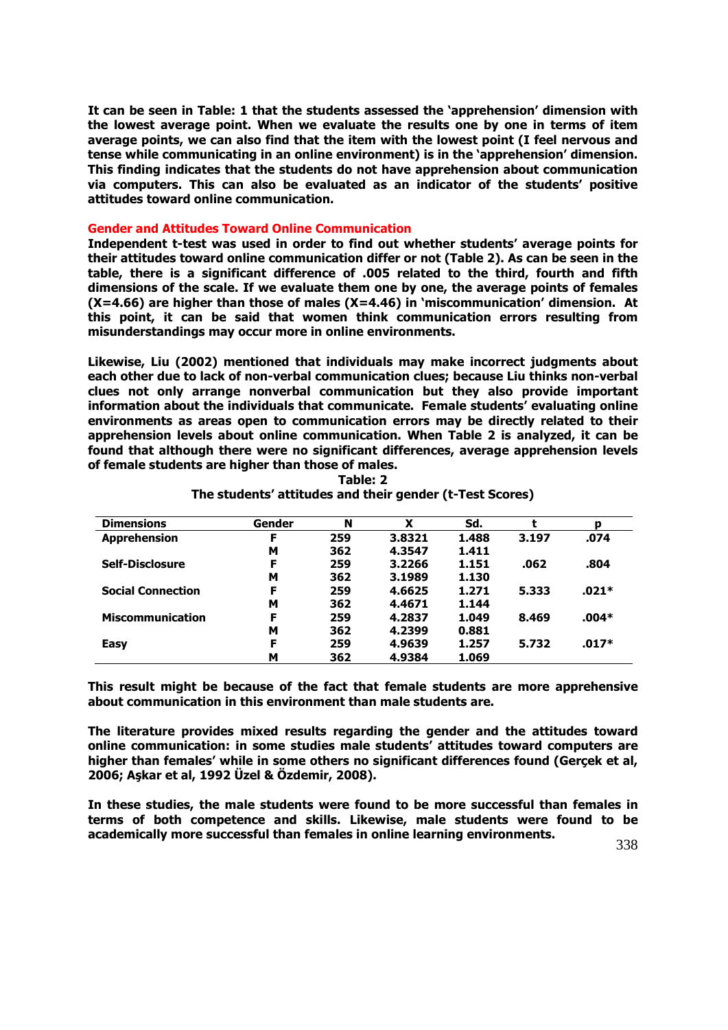It can be seen in Table: 1 that the students assessed the 'apprehension' dimension with the lowest average point. When we evaluate the results one by one in terms of item average points, we can also find that the item with the lowest point (I feel nervous and tense while communicating in an online environment) is in the 'apprehension' dimension. This finding indicates that the students do not have apprehension about communication via computers. This can also be evaluated as an indicator of the students' positive attitudes toward online communication.

## Gender and Attitudes Toward Online Communication

Independent t-test was used in order to find out whether students' average points for their attitudes toward online communication differ or not (Table 2). As can be seen in the table, there is a significant difference of .005 related to the third, fourth and fifth dimensions of the scale. If we evaluate them one by one, the average points of females (X=4.66) are higher than those of males (X=4.46) in 'miscommunication' dimension. At this point, it can be said that women think communication errors resulting from misunderstandings may occur more in online environments.

Likewise, Liu (2002) mentioned that individuals may make incorrect judgments about each other due to lack of non-verbal communication clues; because Liu thinks non-verbal clues not only arrange nonverbal communication but they also provide important information about the individuals that communicate. Female students' evaluating online environments as areas open to communication errors may be directly related to their apprehension levels about online communication. When Table 2 is analyzed, it can be found that although there were no significant differences, average apprehension levels of female students are higher than those of males.

**Table: 2**
**The students' attitudes and their gender (t-Test Scores)**

| Dimensions | Gender | N | X | Sd. | t | p |
|---|---|---|---|---|---|---|
| Apprehension | F | 259 | 3.8321 | 1.488 | 3.197 | .074 |
| | M | 362 | 4.3547 | 1.411 | | |
| Self-Disclosure | F | 259 | 3.2266 | 1.151 | .062 | .804 |
| | M | 362 | 3.1989 | 1.130 | | |
| Social Connection | F | 259 | 4.6625 | 1.271 | 5.333 | .021* |
| | M | 362 | 4.4671 | 1.144 | | |
| Miscommunication | F | 259 | 4.2837 | 1.049 | 8.469 | .004* |
| | M | 362 | 4.2399 | 0.881 | | |
| Easy | F | 259 | 4.9639 | 1.257 | 5.732 | .017* |
| | M | 362 | 4.9384 | 1.069 | | |

This result might be because of the fact that female students are more apprehensive about communication in this environment than male students are.

The literature provides mixed results regarding the gender and the attitudes toward online communication: in some studies male students' attitudes toward computers are higher than females' while in some others no significant differences found (Gerçek et al, 2006; Aşkar et al, 1992 Üzel & Özdemir, 2008).

In these studies, the male students were found to be more successful than females in terms of both competence and skills. Likewise, male students were found to be academically more successful than females in online learning environments.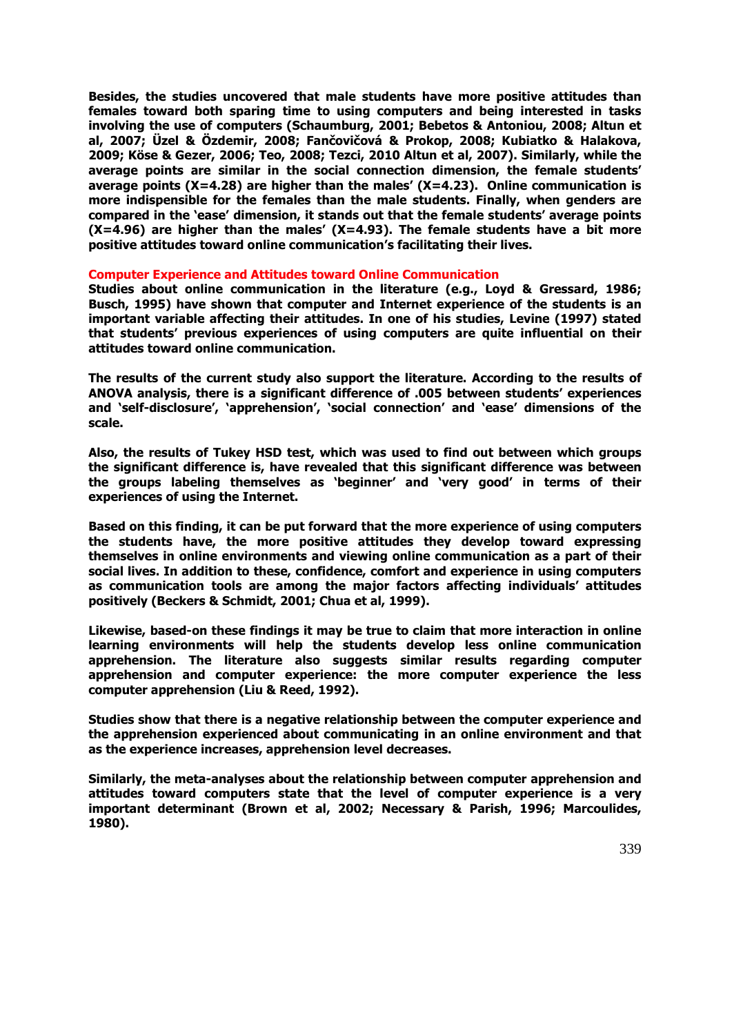**Besides, the studies uncovered that male students have more positive attitudes than females toward both sparing time to using computers and being interested in tasks involving the use of computers (Schaumburg, 2001; Bebetos & Antoniou, 2008; Altun et al, 2007; Üzel & Özdemir, 2008; Fančovičová & Prokop, 2008; Kubiatko & Halakova, 2009; Köse & Gezer, 2006; Teo, 2008; Tezci, 2010 Altun et al, 2007). Similarly, while the average points are similar in the social connection dimension, the female students' average points (X=4.28) are higher than the males' (X=4.23). Online communication is more indispensible for the females than the male students. Finally, when genders are compared in the 'ease' dimension, it stands out that the female students' average points (X=4.96) are higher than the males' (X=4.93). The female students have a bit more positive attitudes toward online communication's facilitating their lives.**

## Computer Experience and Attitudes toward Online Communication

**Studies about online communication in the literature (e.g., Loyd & Gressard, 1986; Busch, 1995) have shown that computer and Internet experience of the students is an important variable affecting their attitudes. In one of his studies, Levine (1997) stated that students' previous experiences of using computers are quite influential on their attitudes toward online communication.**

**The results of the current study also support the literature. According to the results of ANOVA analysis, there is a significant difference of .005 between students' experiences and 'self-disclosure', 'apprehension', 'social connection' and 'ease' dimensions of the scale.**

**Also, the results of Tukey HSD test, which was used to find out between which groups the significant difference is, have revealed that this significant difference was between the groups labeling themselves as 'beginner' and 'very good' in terms of their experiences of using the Internet.**

**Based on this finding, it can be put forward that the more experience of using computers the students have, the more positive attitudes they develop toward expressing themselves in online environments and viewing online communication as a part of their social lives. In addition to these, confidence, comfort and experience in using computers as communication tools are among the major factors affecting individuals' attitudes positively (Beckers & Schmidt, 2001; Chua et al, 1999).**

**Likewise, based-on these findings it may be true to claim that more interaction in online learning environments will help the students develop less online communication apprehension. The literature also suggests similar results regarding computer apprehension and computer experience: the more computer experience the less computer apprehension (Liu & Reed, 1992).**

**Studies show that there is a negative relationship between the computer experience and the apprehension experienced about communicating in an online environment and that as the experience increases, apprehension level decreases.**

**Similarly, the meta-analyses about the relationship between computer apprehension and attitudes toward computers state that the level of computer experience is a very important determinant (Brown et al, 2002; Necessary & Parish, 1996; Marcoulides, 1980).**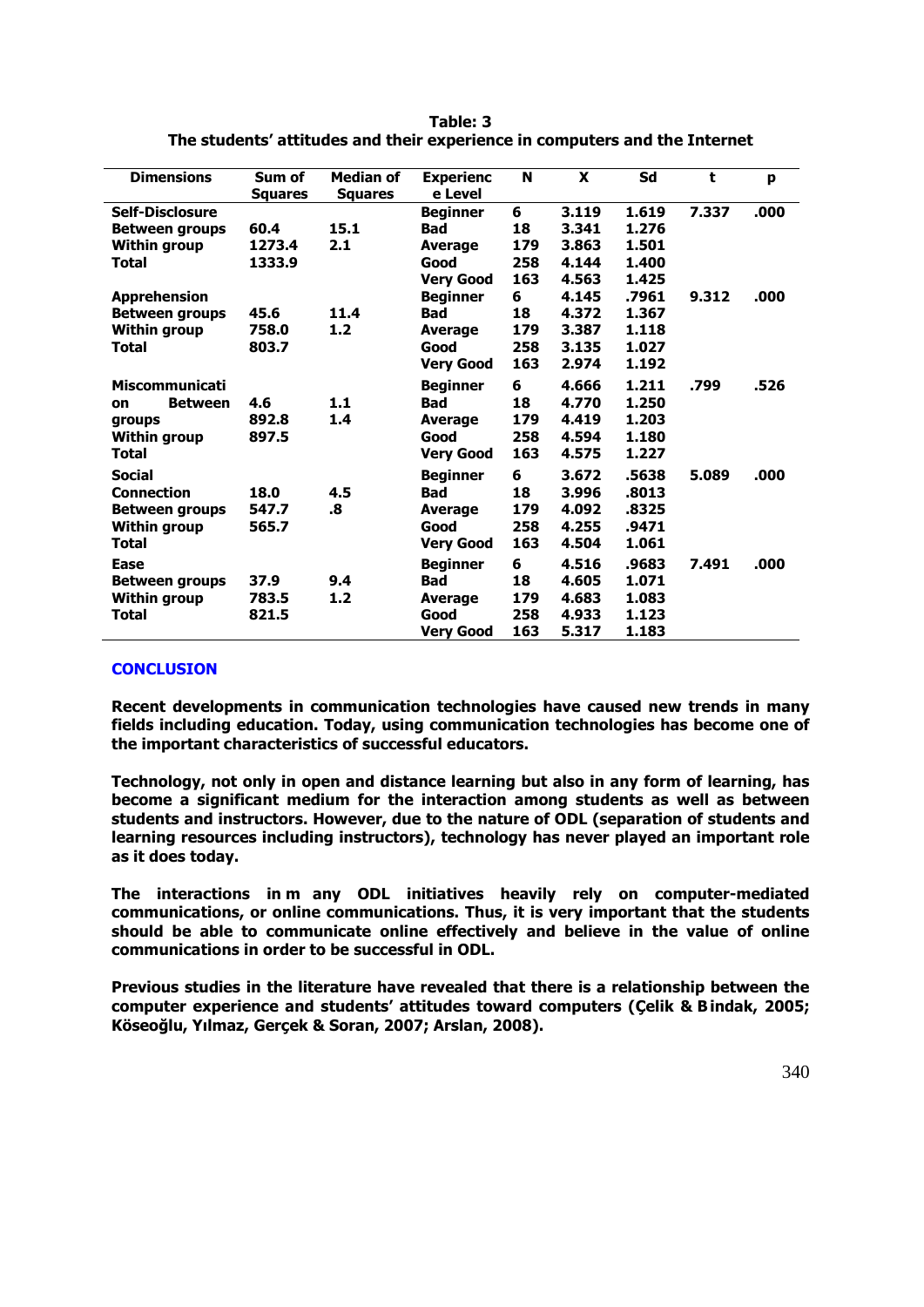**Table: 3**
**The students' attitudes and their experience in computers and the Internet**

| Dimensions | Sum of Squares | Median of Squares | Experience Level | N | X | Sd | t | p |
|---|---|---|---|---|---|---|---|---|
| **Self-Disclosure** | | | Beginner | 6 | 3.119 | 1.619 | 7.337 | .000 |
| Between groups | 60.4 | 15.1 | Bad | 18 | 3.341 | 1.276 | | |
| Within group | 1273.4 | 2.1 | Average | 179 | 3.863 | 1.501 | | |
| Total | 1333.9 | | Good | 258 | 4.144 | 1.400 | | |
| | | | Very Good | 163 | 4.563 | 1.425 | | |
| **Apprehension** | | | Beginner | 6 | 4.145 | .7961 | 9.312 | .000 |
| Between groups | 45.6 | 11.4 | Bad | 18 | 4.372 | 1.367 | | |
| Within group | 758.0 | 1.2 | Average | 179 | 3.387 | 1.118 | | |
| Total | 803.7 | | Good | 258 | 3.135 | 1.027 | | |
| | | | Very Good | 163 | 2.974 | 1.192 | | |
| **Miscommunication** | | | Beginner | 6 | 4.666 | 1.211 | .799 | .526 |
| Between groups | 4.6 | 1.1 | Bad | 18 | 4.770 | 1.250 | | |
| Within group | 892.8 | 1.4 | Average | 179 | 4.419 | 1.203 | | |
| Total | 897.5 | | Good | 258 | 4.594 | 1.180 | | |
| | | | Very Good | 163 | 4.575 | 1.227 | | |
| **Social Connection** | | | Beginner | 6 | 3.672 | .5638 | 5.089 | .000 |
| Between groups | 18.0 | 4.5 | Bad | 18 | 3.996 | .8013 | | |
| Within group | 547.7 | .8 | Average | 179 | 4.092 | .8325 | | |
| Total | 565.7 | | Good | 258 | 4.255 | .9471 | | |
| | | | Very Good | 163 | 4.504 | 1.061 | | |
| **Ease** | | | Beginner | 6 | 4.516 | .9683 | 7.491 | .000 |
| Between groups | 37.9 | 9.4 | Bad | 18 | 4.605 | 1.071 | | |
| Within group | 783.5 | 1.2 | Average | 179 | 4.683 | 1.083 | | |
| Total | 821.5 | | Good | 258 | 4.933 | 1.123 | | |
| | | | Very Good | 163 | 5.317 | 1.183 | | |

## CONCLUSION

Recent developments in communication technologies have caused new trends in many fields including education. Today, using communication technologies has become one of the important characteristics of successful educators.

Technology, not only in open and distance learning but also in any form of learning, has become a significant medium for the interaction among students as well as between students and instructors. However, due to the nature of ODL (separation of students and learning resources including instructors), technology has never played an important role as it does today.

The interactions in many ODL initiatives heavily rely on computer-mediated communications, or online communications. Thus, it is very important that the students should be able to communicate online effectively and believe in the value of online communications in order to be successful in ODL.

Previous studies in the literature have revealed that there is a relationship between the computer experience and students' attitudes toward computers (Çelik & Bindak, 2005; Köseoğlu, Yılmaz, Gerçek & Soran, 2007; Arslan, 2008).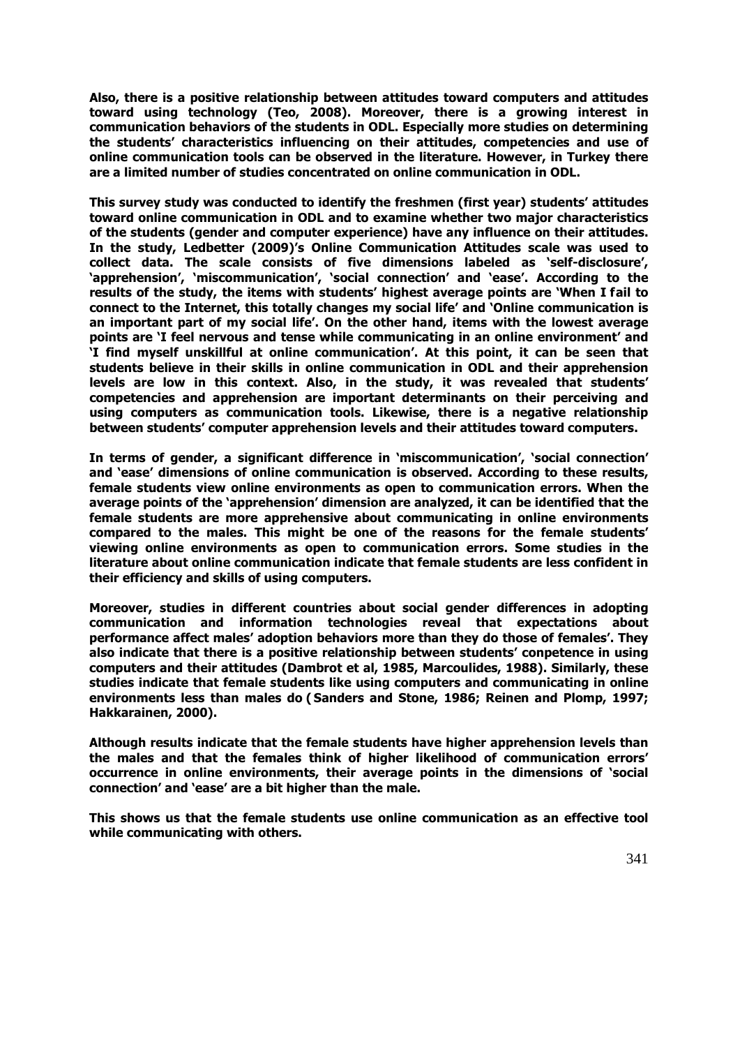**Also, there is a positive relationship between attitudes toward computers and attitudes toward using technology (Teo, 2008). Moreover, there is a growing interest in communication behaviors of the students in ODL. Especially more studies on determining the students' characteristics influencing on their attitudes, competencies and use of online communication tools can be observed in the literature. However, in Turkey there are a limited number of studies concentrated on online communication in ODL.**

**This survey study was conducted to identify the freshmen (first year) students' attitudes toward online communication in ODL and to examine whether two major characteristics of the students (gender and computer experience) have any influence on their attitudes. In the study, Ledbetter (2009)'s Online Communication Attitudes scale was used to collect data. The scale consists of five dimensions labeled as 'self-disclosure', 'apprehension', 'miscommunication', 'social connection' and 'ease'. According to the results of the study, the items with students' highest average points are 'When I fail to connect to the Internet, this totally changes my social life' and 'Online communication is an important part of my social life'. On the other hand, items with the lowest average points are 'I feel nervous and tense while communicating in an online environment' and 'I find myself unskillful at online communication'. At this point, it can be seen that students believe in their skills in online communication in ODL and their apprehension levels are low in this context. Also, in the study, it was revealed that students' competencies and apprehension are important determinants on their perceiving and using computers as communication tools. Likewise, there is a negative relationship between students' computer apprehension levels and their attitudes toward computers.**

**In terms of gender, a significant difference in 'miscommunication', 'social connection' and 'ease' dimensions of online communication is observed. According to these results, female students view online environments as open to communication errors. When the average points of the 'apprehension' dimension are analyzed, it can be identified that the female students are more apprehensive about communicating in online environments compared to the males. This might be one of the reasons for the female students' viewing online environments as open to communication errors. Some studies in the literature about online communication indicate that female students are less confident in their efficiency and skills of using computers.**

**Moreover, studies in different countries about social gender differences in adopting communication and information technologies reveal that expectations about performance affect males' adoption behaviors more than they do those of females'. They also indicate that there is a positive relationship between students' conpetence in using computers and their attitudes (Dambrot et al, 1985, Marcoulides, 1988). Similarly, these studies indicate that female students like using computers and communicating in online environments less than males do ( Sanders and Stone, 1986; Reinen and Plomp, 1997; Hakkarainen, 2000).**

**Although results indicate that the female students have higher apprehension levels than the males and that the females think of higher likelihood of communication errors' occurrence in online environments, their average points in the dimensions of 'social connection' and 'ease' are a bit higher than the male.**

**This shows us that the female students use online communication as an effective tool while communicating with others.**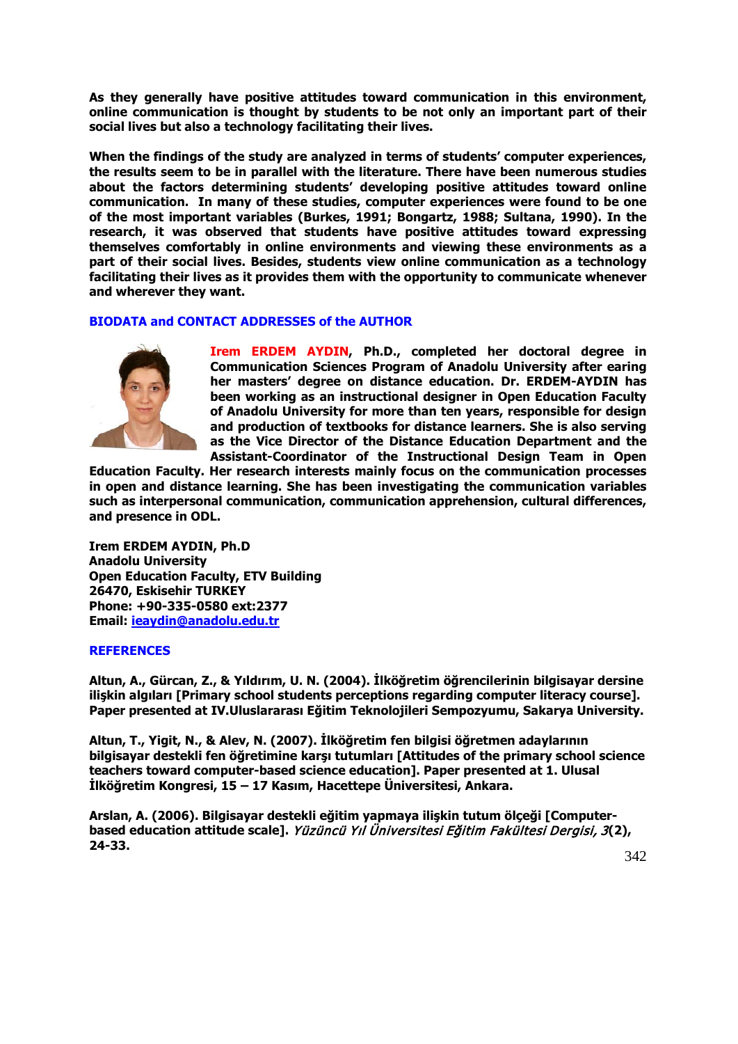**As they generally have positive attitudes toward communication in this environment, online communication is thought by students to be not only an important part of their social lives but also a technology facilitating their lives.**

**When the findings of the study are analyzed in terms of students' computer experiences, the results seem to be in parallel with the literature. There have been numerous studies about the factors determining students' developing positive attitudes toward online communication. In many of these studies, computer experiences were found to be one of the most important variables (Burkes, 1991; Bongartz, 1988; Sultana, 1990). In the research, it was observed that students have positive attitudes toward expressing themselves comfortably in online environments and viewing these environments as a part of their social lives. Besides, students view online communication as a technology facilitating their lives as it provides them with the opportunity to communicate whenever and wherever they want.**

## BIODATA and CONTACT ADDRESSES of the AUTHOR

**Irem ERDEM AYDIN, Ph.D., completed her doctoral degree in Communication Sciences Program of Anadolu University after earing her masters' degree on distance education. Dr. ERDEM-AYDIN has been working as an instructional designer in Open Education Faculty of Anadolu University for more than ten years, responsible for design and production of textbooks for distance learners. She is also serving as the Vice Director of the Distance Education Department and the Assistant-Coordinator of the Instructional Design Team in Open Education Faculty. Her research interests mainly focus on the communication processes in open and distance learning. She has been investigating the communication variables such as interpersonal communication, communication apprehension, cultural differences, and presence in ODL.**

**Irem ERDEM AYDIN, Ph.D**
**Anadolu University**
**Open Education Faculty, ETV Building**
**26470, Eskisehir TURKEY**
**Phone: +90-335-0580 ext:2377**
**Email: ieaydin@anadolu.edu.tr**

## REFERENCES

**Altun, A., Gürcan, Z., & Yıldırım, U. N. (2004). İlköğretim öğrencilerinin bilgisayar dersine ilişkin algıları [Primary school students perceptions regarding computer literacy course]. Paper presented at IV.Uluslararası Eğitim Teknolojileri Sempozyumu, Sakarya University.**

**Altun, T., Yigit, N., & Alev, N. (2007). İlköğretim fen bilgisi öğretmen adaylarının bilgisayar destekli fen öğretimine karşı tutumları [Attitudes of the primary school science teachers toward computer-based science education]. Paper presented at 1. Ulusal İlköğretim Kongresi, 15 – 17 Kasım, Hacettepe Üniversitesi, Ankara.**

**Arslan, A. (2006). Bilgisayar destekli eğitim yapmaya ilişkin tutum ölçeği [Computer-based education attitude scale].** ***Yüzüncü Yıl Üniversitesi Eğitim Fakültesi Dergisi, 3*****(2), 24-33.**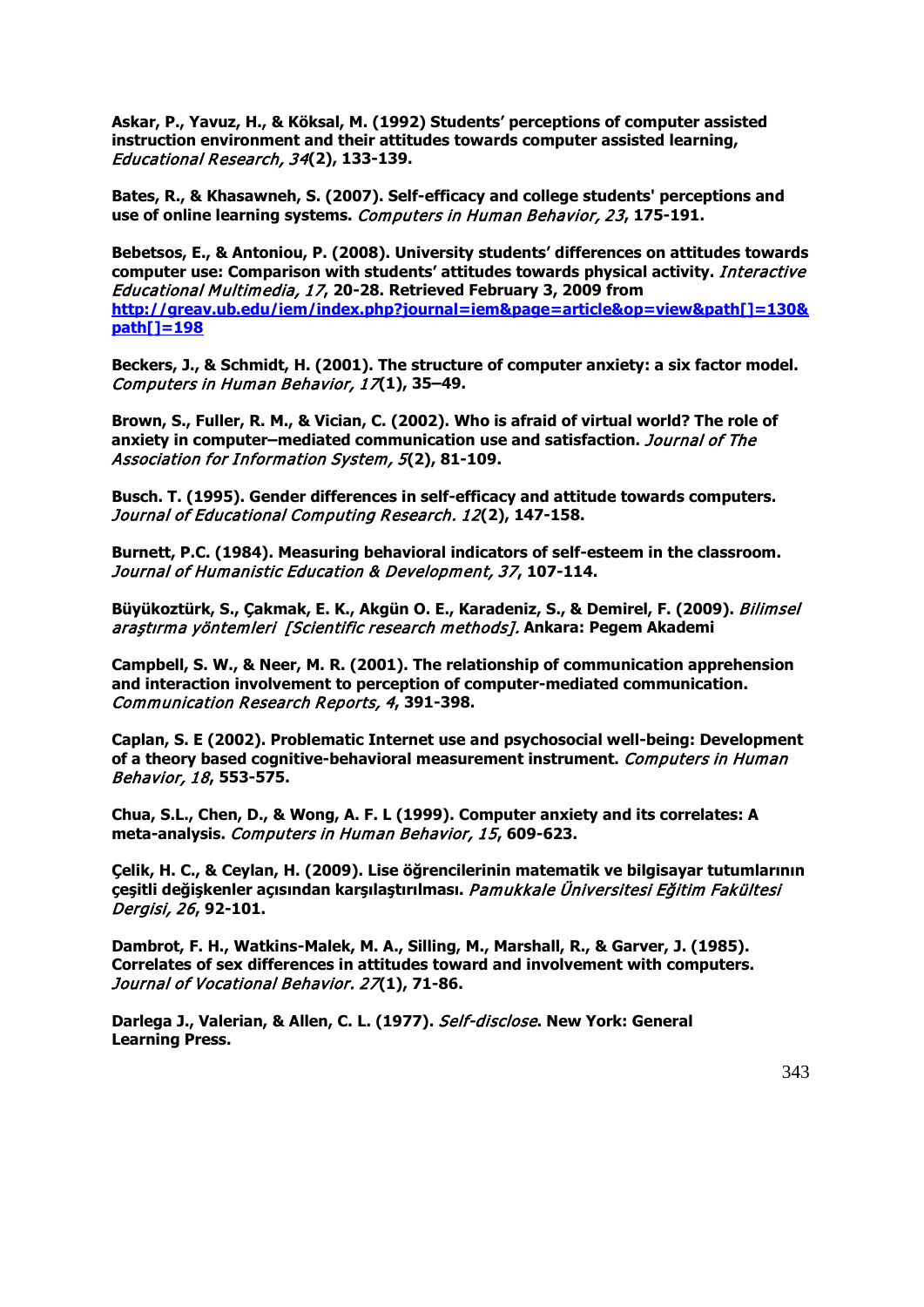**Askar, P., Yavuz, H., & Köksal, M. (1992) Students' perceptions of computer assisted instruction environment and their attitudes towards computer assisted learning,** *Educational Research, 34* **(2), 133-139.**

**Bates, R., & Khasawneh, S. (2007). Self-efficacy and college students' perceptions and use of online learning systems.** *Computers in Human Behavior, 23***, 175-191.**

**Bebetsos, E., & Antoniou, P. (2008). University students' differences on attitudes towards computer use: Comparison with students' attitudes towards physical activity.** *Interactive Educational Multimedia, 17***, 20-28. Retrieved February 3, 2009 from** **http://greav.ub.edu/iem/index.php?journal=iem&page=article&op=view&path[]=130&path[]=198**

**Beckers, J., & Schmidt, H. (2001). The structure of computer anxiety: a six factor model.** *Computers in Human Behavior, 17* **(1), 35–49.**

**Brown, S., Fuller, R. M., & Vician, C. (2002). Who is afraid of virtual world? The role of anxiety in computer–mediated communication use and satisfaction.** *Journal of The Association for Information System, 5* **(2), 81-109.**

**Busch. T. (1995). Gender differences in self-efficacy and attitude towards computers.** *Journal of Educational Computing Research. 12* **(2), 147-158.**

**Burnett, P.C. (1984). Measuring behavioral indicators of self-esteem in the classroom.** *Journal of Humanistic Education & Development, 37***, 107-114.**

**Büyüköztürk, S., Çakmak, E. K., Akgün O. E., Karadeniz, S., & Demirel, F. (2009).** *Bilimsel araştırma yöntemleri [Scientific research methods].* **Ankara: Pegem Akademi**

**Campbell, S. W., & Neer, M. R. (2001). The relationship of communication apprehension and interaction involvement to perception of computer-mediated communication.** *Communication Research Reports, 4***, 391-398.**

**Caplan, S. E (2002). Problematic Internet use and psychosocial well-being: Development of a theory based cognitive-behavioral measurement instrument.** *Computers in Human Behavior, 18***, 553-575.**

**Chua, S.L., Chen, D., & Wong, A. F. L (1999). Computer anxiety and its correlates: A meta-analysis.** *Computers in Human Behavior, 15***, 609-623.**

**Çelik, H. C., & Ceylan, H. (2009). Lise öğrencilerinin matematik ve bilgisayar tutumlarının çeşitli değişkenler açısından karşılaştırılması.** *Pamukkale Üniversitesi Eğitim Fakültesi Dergisi, 26***, 92-101.**

**Dambrot, F. H., Watkins-Malek, M. A., Silling, M., Marshall, R., & Garver, J. (1985). Correlates of sex differences in attitudes toward and involvement with computers.** *Journal of Vocational Behavior. 27* **(1), 71-86.**

**Darlega J., Valerian, & Allen, C. L. (1977).** *Self-disclose***. New York: General Learning Press.**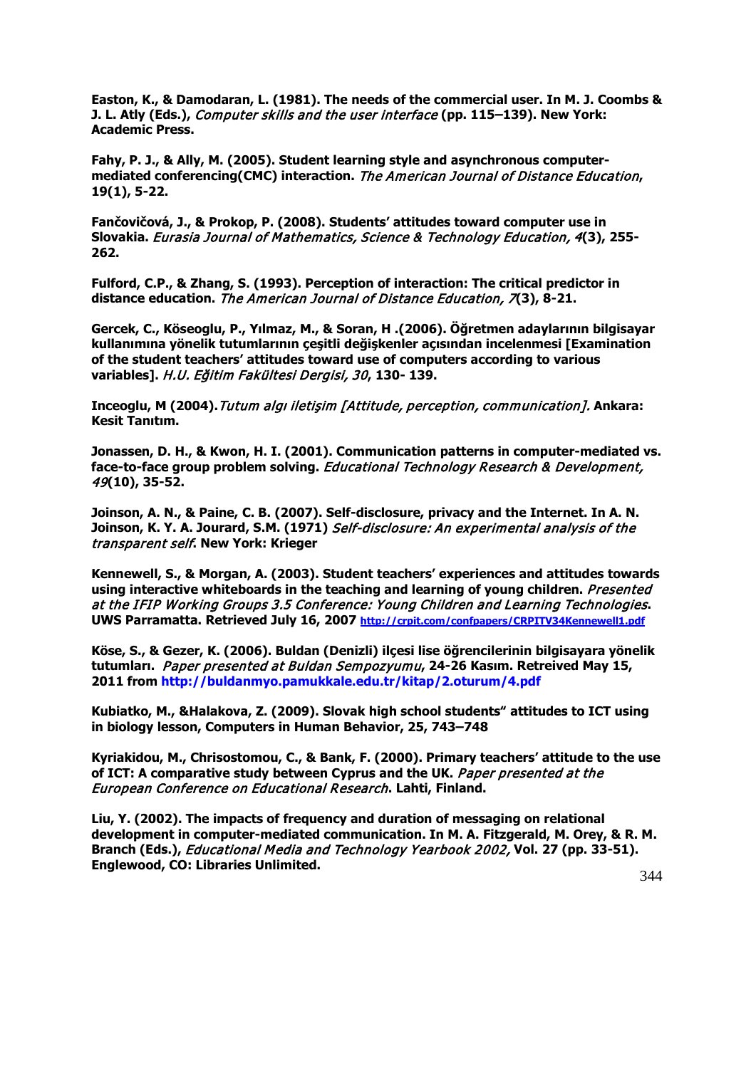**Easton, K., & Damodaran, L. (1981). The needs of the commercial user. In M. J. Coombs & J. L. Atly (Eds.),** *Computer skills and the user interface* **(pp. 115–139). New York: Academic Press.**

**Fahy, P. J., & Ally, M. (2005). Student learning style and asynchronous computer-mediated conferencing(CMC) interaction.** *The American Journal of Distance Education***, 19(1), 5-22.**

**Fančovičová, J., & Prokop, P. (2008). Students' attitudes toward computer use in Slovakia.** *Eurasia Journal of Mathematics, Science & Technology Education, 4***(3), 255-262.**

**Fulford, C.P., & Zhang, S. (1993). Perception of interaction: The critical predictor in distance education.** *The American Journal of Distance Education, 7***(3), 8-21.**

**Gercek, C., Köseoglu, P., Yılmaz, M., & Soran, H .(2006). Öğretmen adaylarının bilgisayar kullanımına yönelik tutumlarının çeşitli değişkenler açısından incelenmesi [Examination of the student teachers' attitudes toward use of computers according to various variables].** *H.U. Eğitim Fakültesi Dergisi, 30***, 130- 139.**

**Inceoglu, M (2004).** *Tutum algı iletişim [Attitude, perception, communication].* **Ankara: Kesit Tanıtım.**

**Jonassen, D. H., & Kwon, H. I. (2001). Communication patterns in computer-mediated vs. face-to-face group problem solving.** *Educational Technology Research & Development, 49***(10), 35-52.**

**Joinson, A. N., & Paine, C. B. (2007). Self-disclosure, privacy and the Internet. In A. N. Joinson, K. Y. A. Jourard, S.M. (1971)** *Self-disclosure: An experimental analysis of the transparent self***. New York: Krieger**

**Kennewell, S., & Morgan, A. (2003). Student teachers' experiences and attitudes towards using interactive whiteboards in the teaching and learning of young children.** *Presented at the IFIP Working Groups 3.5 Conference: Young Children and Learning Technologies***. UWS Parramatta. Retrieved July 16, 2007 http://crpit.com/confpapers/CRPITV34Kennewell1.pdf**

**Köse, S., & Gezer, K. (2006). Buldan (Denizli) ilçesi lise öğrencilerinin bilgisayara yönelik tutumları.** *Paper presented at Buldan Sempozyumu***, 24-26 Kasım. Retreived May 15, 2011 from http://buldanmyo.pamukkale.edu.tr/kitap/2.oturum/4.pdf**

**Kubiatko, M., &Halakova, Z. (2009). Slovak high school students" attitudes to ICT using in biology lesson, Computers in Human Behavior, 25, 743–748**

**Kyriakidou, M., Chrisostomou, C., & Bank, F. (2000). Primary teachers' attitude to the use of ICT: A comparative study between Cyprus and the UK.** *Paper presented at the European Conference on Educational Research***. Lahti, Finland.**

**Liu, Y. (2002). The impacts of frequency and duration of messaging on relational development in computer-mediated communication. In M. A. Fitzgerald, M. Orey, & R. M. Branch (Eds.),** *Educational Media and Technology Yearbook 2002,* **Vol. 27 (pp. 33-51). Englewood, CO: Libraries Unlimited.**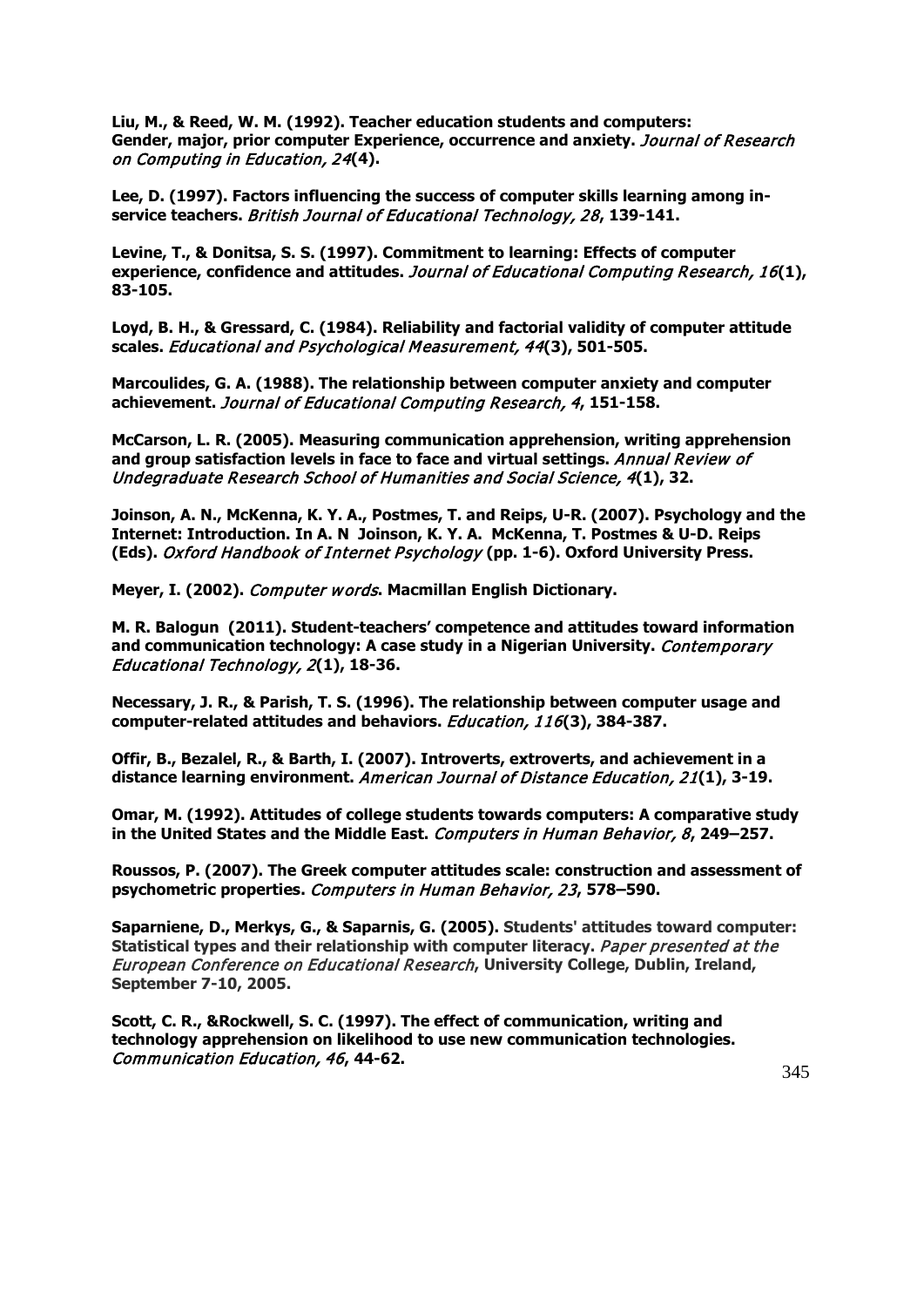**Liu, M., & Reed, W. M. (1992). Teacher education students and computers: Gender, major, prior computer Experience, occurrence and anxiety.** *Journal of Research on Computing in Education, 24***(4).**

**Lee, D. (1997). Factors influencing the success of computer skills learning among in-service teachers.** *British Journal of Educational Technology, 28***, 139-141.**

**Levine, T., & Donitsa, S. S. (1997). Commitment to learning: Effects of computer experience, confidence and attitudes.** *Journal of Educational Computing Research, 16***(1), 83-105.**

**Loyd, B. H., & Gressard, C. (1984). Reliability and factorial validity of computer attitude scales.** *Educational and Psychological Measurement, 44***(3), 501-505.**

**Marcoulides, G. A. (1988). The relationship between computer anxiety and computer achievement.** *Journal of Educational Computing Research, 4***, 151-158.**

**McCarson, L. R. (2005). Measuring communication apprehension, writing apprehension and group satisfaction levels in face to face and virtual settings.** *Annual Review of Undegraduate Research School of Humanities and Social Science, 4***(1), 32.**

**Joinson, A. N., McKenna, K. Y. A., Postmes, T. and Reips, U-R. (2007). Psychology and the Internet: Introduction. In A. N Joinson, K. Y. A. McKenna, T. Postmes & U-D. Reips (Eds).** *Oxford Handbook of Internet Psychology* **(pp. 1-6). Oxford University Press.**

**Meyer, I. (2002).** *Computer words***. Macmillan English Dictionary.**

**M. R. Balogun (2011). Student-teachers' competence and attitudes toward information and communication technology: A case study in a Nigerian University.** *Contemporary Educational Technology, 2***(1), 18-36.**

**Necessary, J. R., & Parish, T. S. (1996). The relationship between computer usage and computer-related attitudes and behaviors.** *Education, 116***(3), 384-387.**

**Offir, B., Bezalel, R., & Barth, I. (2007). Introverts, extroverts, and achievement in a distance learning environment.** *American Journal of Distance Education, 21***(1), 3-19.**

**Omar, M. (1992). Attitudes of college students towards computers: A comparative study in the United States and the Middle East.** *Computers in Human Behavior, 8***, 249–257.**

**Roussos, P. (2007). The Greek computer attitudes scale: construction and assessment of psychometric properties.** *Computers in Human Behavior, 23***, 578–590.**

**Saparniene, D., Merkys, G., & Saparnis, G. (2005). Students' attitudes toward computer: Statistical types and their relationship with computer literacy.** *Paper presented at the European Conference on Educational Research***, University College, Dublin, Ireland, September 7-10, 2005.**

**Scott, C. R., &Rockwell, S. C. (1997). The effect of communication, writing and technology apprehension on likelihood to use new communication technologies.** *Communication Education, 46***, 44-62.**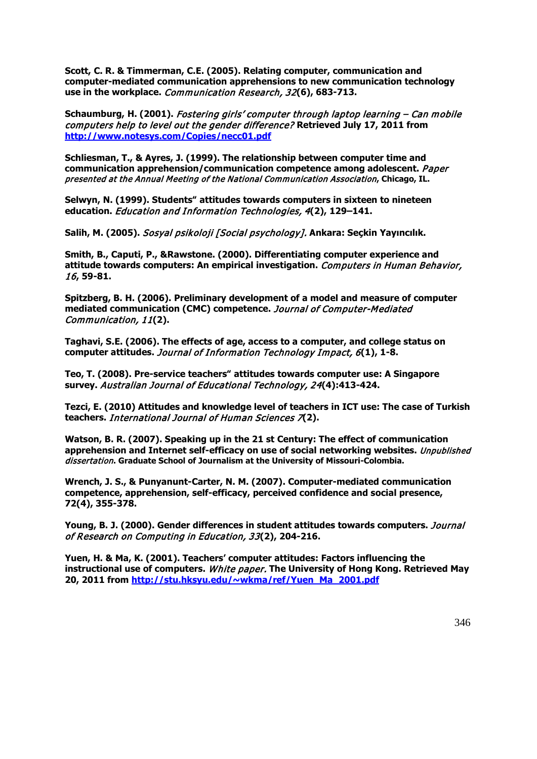**Scott, C. R. & Timmerman, C.E. (2005). Relating computer, communication and computer-mediated communication apprehensions to new communication technology use in the workplace.** ***Communication Research, 32*****(6), 683-713.**

**Schaumburg, H. (2001).** ***Fostering girls' computer through laptop learning – Can mobile computers help to level out the gender difference?*** **Retrieved July 17, 2011 from [http://www.notesys.com/Copies/necc01.pdf](http://www.notesys.com/Copies/necc01.pdf)**

**Schliesman, T., & Ayres, J. (1999). The relationship between computer time and communication apprehension/communication competence among adolescent.** ***Paper presented at the Annual Meeting of the National Communication Association*****, Chicago, IL.**

**Selwyn, N. (1999). Students" attitudes towards computers in sixteen to nineteen education.** ***Education and Information Technologies, 4*****(2), 129–141.**

**Salih, M. (2005).** ***Sosyal psikoloji [Social psychology].*** **Ankara: Seçkin Yayıncılık.**

**Smith, B., Caputi, P., &Rawstone. (2000). Differentiating computer experience and attitude towards computers: An empirical investigation.** ***Computers in Human Behavior, 16*****, 59-81.**

**Spitzberg, B. H. (2006). Preliminary development of a model and measure of computer mediated communication (CMC) competence.** ***Journal of Computer-Mediated Communication, 11*****(2).**

**Taghavi, S.E. (2006). The effects of age, access to a computer, and college status on computer attitudes.** ***Journal of Information Technology Impact, 6*****(1), 1-8.**

**Teo, T. (2008). Pre-service teachers" attitudes towards computer use: A Singapore survey.** ***Australian Journal of Educational Technology, 24*****(4):413-424.**

**Tezci, E. (2010) Attitudes and knowledge level of teachers in ICT use: The case of Turkish teachers.** ***International Journal of Human Sciences 7*****(2).**

**Watson, B. R. (2007). Speaking up in the 21 st Century: The effect of communication apprehension and Internet self-efficacy on use of social networking websites.** ***Unpublished dissertation*****. Graduate School of Journalism at the University of Missouri-Colombia.**

**Wrench, J. S., & Punyanunt-Carter, N. M. (2007). Computer-mediated communication competence, apprehension, self-efficacy, perceived confidence and social presence, 72(4), 355-378.**

**Young, B. J. (2000). Gender differences in student attitudes towards computers.** ***Journal of Research on Computing in Education, 33*****(2), 204-216.**

**Yuen, H. & Ma, K. (2001). Teachers' computer attitudes: Factors influencing the instructional use of computers.** ***White paper.*** **The University of Hong Kong. Retrieved May 20, 2011 from [http://stu.hksyu.edu/~wkma/ref/Yuen_Ma_2001.pdf](http://stu.hksyu.edu/~wkma/ref/Yuen_Ma_2001.pdf)**